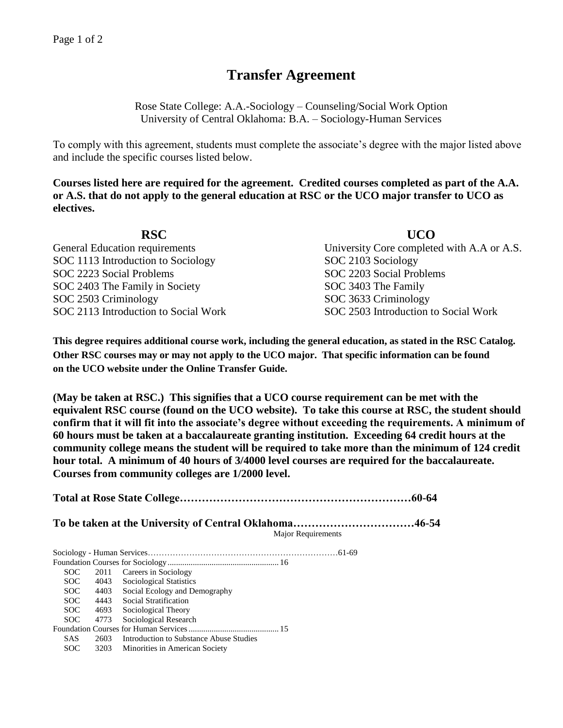# Transfer Agreement

Rose State College: A.A.-Sociology – Counseling/Social Work Option
University of Central Oklahoma: B.A. – Sociology-Human Services

To comply with this agreement, students must complete the associate's degree with the major listed above and include the specific courses listed below.

**Courses listed here are required for the agreement. Credited courses completed as part of the A.A. or A.S. that do not apply to the general education at RSC or the UCO major transfer to UCO as electives.**

| RSC | UCO |
|---|---|
| General Education requirements | University Core completed with A.A or A.S. |
| SOC 1113 Introduction to Sociology | SOC 2103 Sociology |
| SOC 2223 Social Problems | SOC 2203 Social Problems |
| SOC 2403 The Family in Society | SOC 3403 The Family |
| SOC 2503 Criminology | SOC 3633 Criminology |
| SOC 2113 Introduction to Social Work | SOC 2503 Introduction to Social Work |

**This degree requires additional course work, including the general education, as stated in the RSC Catalog. Other RSC courses may or may not apply to the UCO major. That specific information can be found on the UCO website under the Online Transfer Guide.**

**(May be taken at RSC.) This signifies that a UCO course requirement can be met with the equivalent RSC course (found on the UCO website). To take this course at RSC, the student should confirm that it will fit into the associate's degree without exceeding the requirements. A minimum of 60 hours must be taken at a baccalaureate granting institution. Exceeding 64 credit hours at the community college means the student will be required to take more than the minimum of 124 credit hour total. A minimum of 40 hours of 3/4000 level courses are required for the baccalaureate. Courses from community colleges are 1/2000 level.**

**Total at Rose State College……………………………………………………60-64**

**To be taken at the University of Central Oklahoma……………………………46-54**

Major Requirements

Sociology - Human Services……………………………………………………………61-69

Foundation Courses for Sociology.................................................... 16

| | | |
|---|---|---|
| SOC | 2011 | Careers in Sociology |
| SOC | 4043 | Sociological Statistics |
| SOC | 4403 | Social Ecology and Demography |
| SOC | 4443 | Social Stratification |
| SOC | 4693 | Sociological Theory |
| SOC | 4773 | Sociological Research |

Foundation Courses for Human Services........................................... 15

| | | |
|---|---|---|
| SAS | 2603 | Introduction to Substance Abuse Studies |
| SOC | 3203 | Minorities in American Society |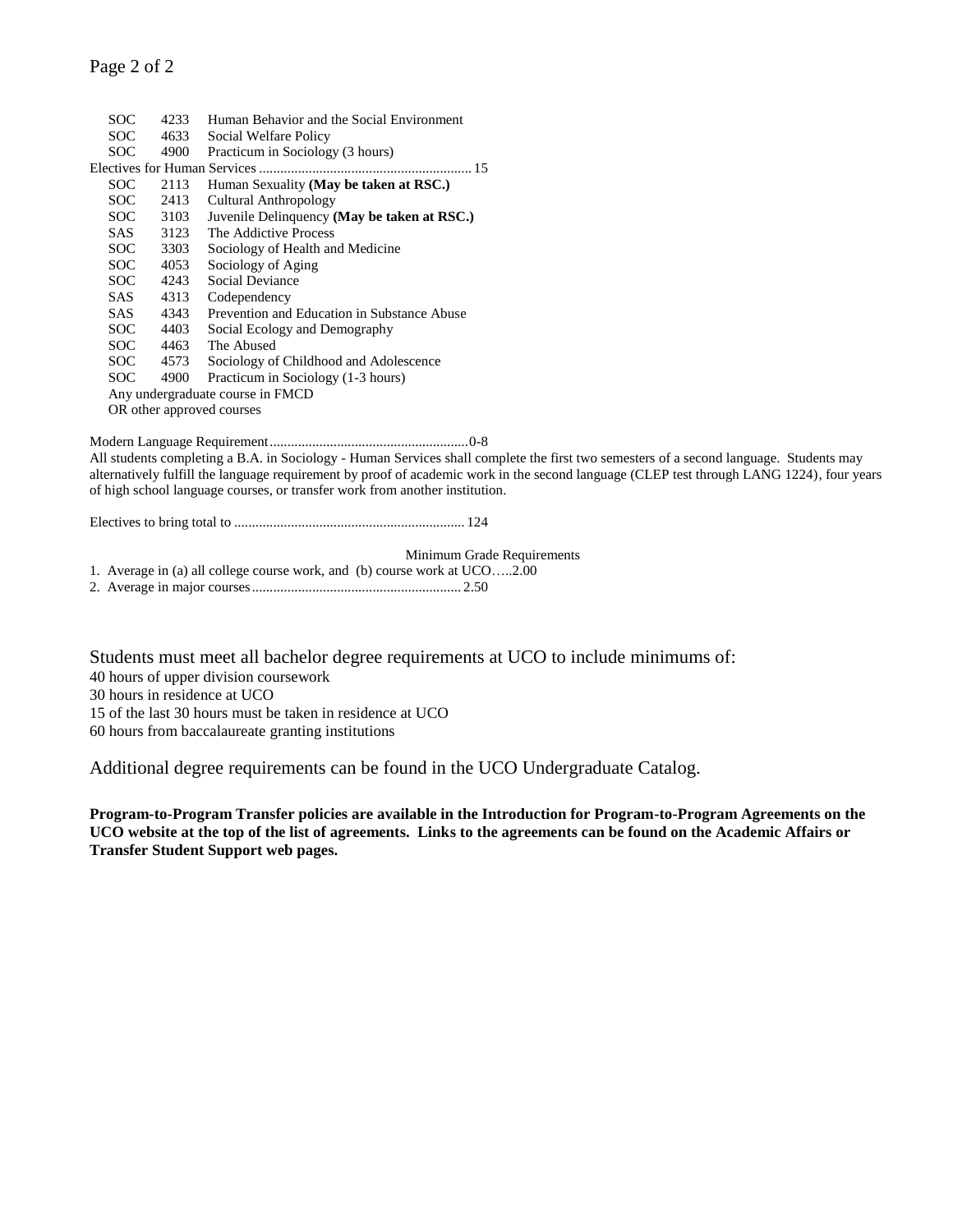SOC 4233 Human Behavior and the Social Environment
SOC 4633 Social Welfare Policy
SOC 4900 Practicum in Sociology (3 hours)

Electives for Human Services ............................................................ 15

SOC 2113 Human Sexuality **(May be taken at RSC.)**
SOC 2413 Cultural Anthropology
SOC 3103 Juvenile Delinquency **(May be taken at RSC.)**
SAS 3123 The Addictive Process
SOC 3303 Sociology of Health and Medicine
SOC 4053 Sociology of Aging
SOC 4243 Social Deviance
SAS 4313 Codependency
SAS 4343 Prevention and Education in Substance Abuse
SOC 4403 Social Ecology and Demography
SOC 4463 The Abused
SOC 4573 Sociology of Childhood and Adolescence
SOC 4900 Practicum in Sociology (1-3 hours)
Any undergraduate course in FMCD
OR other approved courses

Modern Language Requirement........................................................0-8

All students completing a B.A. in Sociology - Human Services shall complete the first two semesters of a second language. Students may alternatively fulfill the language requirement by proof of academic work in the second language (CLEP test through LANG 1224), four years of high school language courses, or transfer work from another institution.

Electives to bring total to ................................................................. 124

Minimum Grade Requirements

1. Average in (a) all college course work, and (b) course work at UCO…..2.00
2. Average in major courses........................................................... 2.50

Students must meet all bachelor degree requirements at UCO to include minimums of:

40 hours of upper division coursework
30 hours in residence at UCO
15 of the last 30 hours must be taken in residence at UCO
60 hours from baccalaureate granting institutions

Additional degree requirements can be found in the UCO Undergraduate Catalog.

**Program-to-Program Transfer policies are available in the Introduction for Program-to-Program Agreements on the UCO website at the top of the list of agreements. Links to the agreements can be found on the Academic Affairs or Transfer Student Support web pages.**